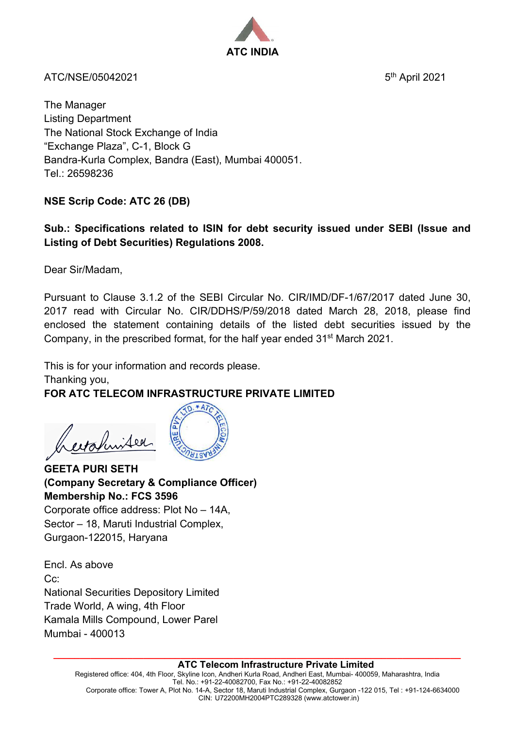**ATC INDIA**

ATC/NSE/05042021

5th April 2021

The Manager
Listing Department
The National Stock Exchange of India
"Exchange Plaza", C-1, Block G
Bandra-Kurla Complex, Bandra (East), Mumbai 400051.
Tel.: 26598236

**NSE Scrip Code: ATC 26 (DB)**

**Sub.: Specifications related to ISIN for debt security issued under SEBI (Issue and Listing of Debt Securities) Regulations 2008.**

Dear Sir/Madam,

Pursuant to Clause 3.1.2 of the SEBI Circular No. CIR/IMD/DF-1/67/2017 dated June 30, 2017 read with Circular No. CIR/DDHS/P/59/2018 dated March 28, 2018, please find enclosed the statement containing details of the listed debt securities issued by the Company, in the prescribed format, for the half year ended 31st March 2021.

This is for your information and records please.
Thanking you,
**FOR ATC TELECOM INFRASTRUCTURE PRIVATE LIMITED**

**GEETA PURI SETH**
**(Company Secretary & Compliance Officer)**
**Membership No.: FCS 3596**
Corporate office address: Plot No – 14A,
Sector – 18, Maruti Industrial Complex,
Gurgaon-122015, Haryana

Encl. As above
Cc:
National Securities Depository Limited
Trade World, A wing, 4th Floor
Kamala Mills Compound, Lower Parel
Mumbai - 400013

**ATC Telecom Infrastructure Private Limited**
Registered office: 404, 4th Floor, Skyline Icon, Andheri Kurla Road, Andheri East, Mumbai- 400059, Maharashtra, India
Tel. No.: +91-22-40082700, Fax No.: +91-22-40082852
Corporate office: Tower A, Plot No. 14-A, Sector 18, Maruti Industrial Complex, Gurgaon -122 015, Tel : +91-124-6634000
CIN: U72200MH2004PTC289328 (www.atctower.in)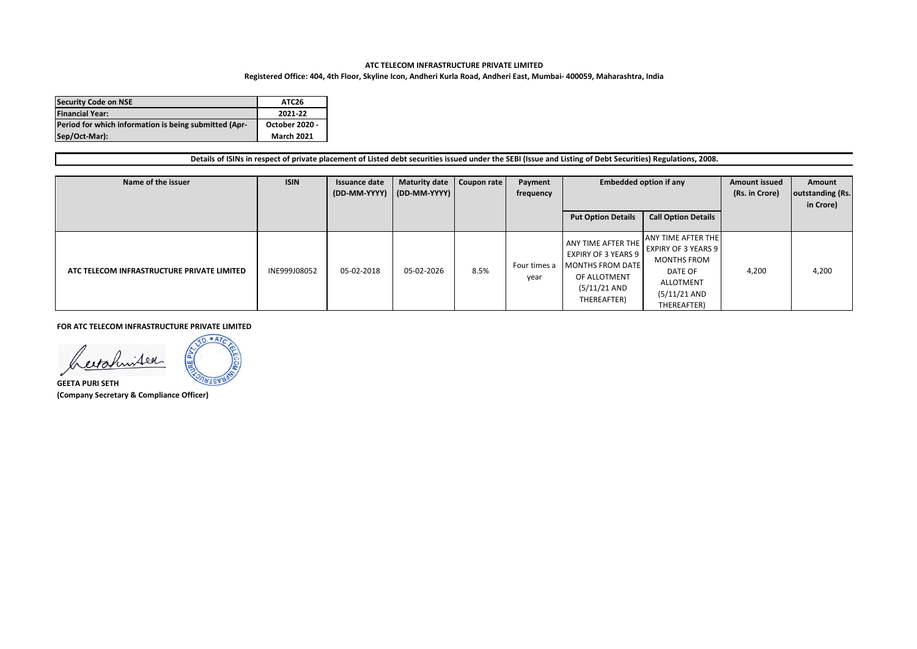**ATC TELECOM INFRASTRUCTURE PRIVATE LIMITED**

**Registered Office: 404, 4th Floor, Skyline Icon, Andheri Kurla Road, Andheri East, Mumbai- 400059, Maharashtra, India**

| | |
|---|---|
| **Security Code on NSE** | **ATC26** |
| **Financial Year:** | **2021-22** |
| **Period for which information is being submitted (Apr-Sep/Oct-Mar):** | **October 2020 - March 2021** |

**Details of ISINs in respect of private placement of Listed debt securities issued under the SEBI (Issue and Listing of Debt Securities) Regulations, 2008.**

| Name of the issuer | ISIN | Issuance date (DD-MM-YYYY) | Maturity date (DD-MM-YYYY) | Coupon rate | Payment frequency | Embedded option if any | | Amount issued (Rs. in Crore) | Amount outstanding (Rs. in Crore) |
|---|---|---|---|---|---|---|---|---|---|
| | | | | | | Put Option Details | Call Option Details | | |
| ATC TELECOM INFRASTRUCTURE PRIVATE LIMITED | INE999J08052 | 05-02-2018 | 05-02-2026 | 8.5% | Four times a year | ANY TIME AFTER THE EXPIRY OF 3 YEARS 9 MONTHS FROM DATE OF ALLOTMENT (5/11/21 AND THEREAFTER) | ANY TIME AFTER THE EXPIRY OF 3 YEARS 9 MONTHS FROM DATE OF ALLOTMENT (5/11/21 AND THEREAFTER) | 4,200 | 4,200 |

**FOR ATC TELECOM INFRASTRUCTURE PRIVATE LIMITED**

**GEETA PURI SETH**
**(Company Secretary & Compliance Officer)**